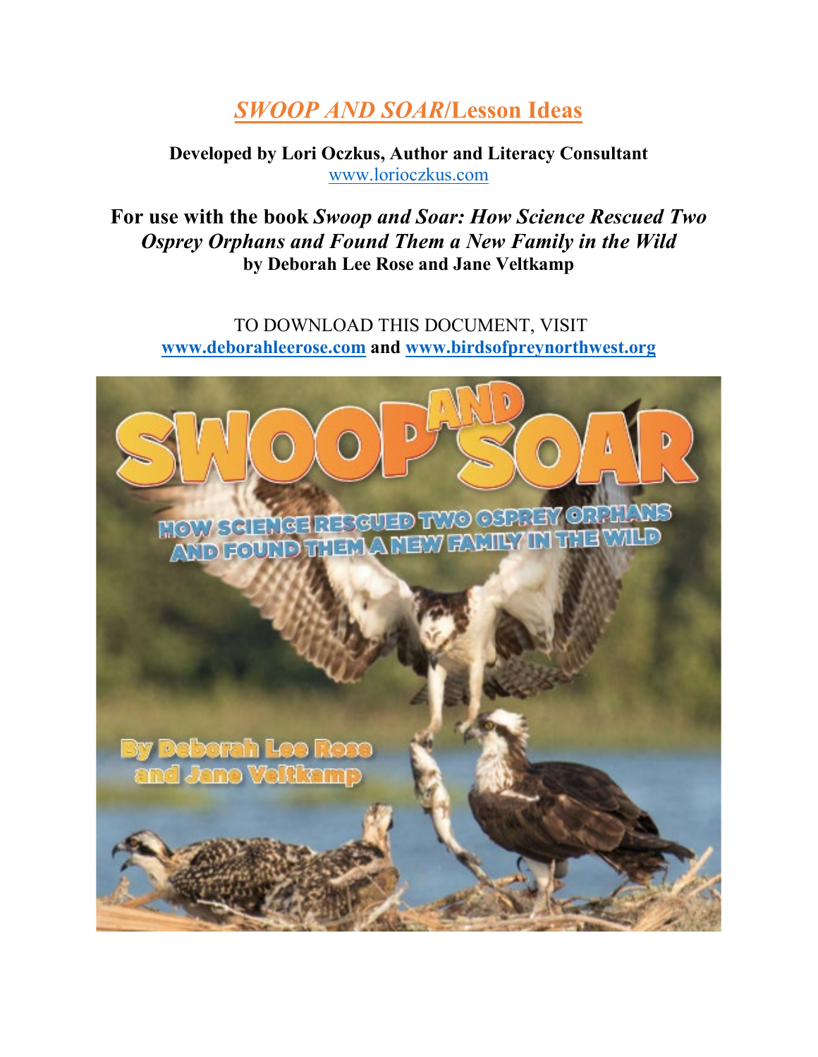# *SWOOP AND SOAR*/Lesson Ideas

**Developed by Lori Oczkus, Author and Literacy Consultant**
www.lorioczkus.com

## For use with the book *Swoop and Soar: How Science Rescued Two Osprey Orphans and Found Them a New Family in the Wild*
**by Deborah Lee Rose and Jane Veltkamp**

TO DOWNLOAD THIS DOCUMENT, VISIT
**www.deborahleerose.com** and **www.birdsofpreynorthwest.org**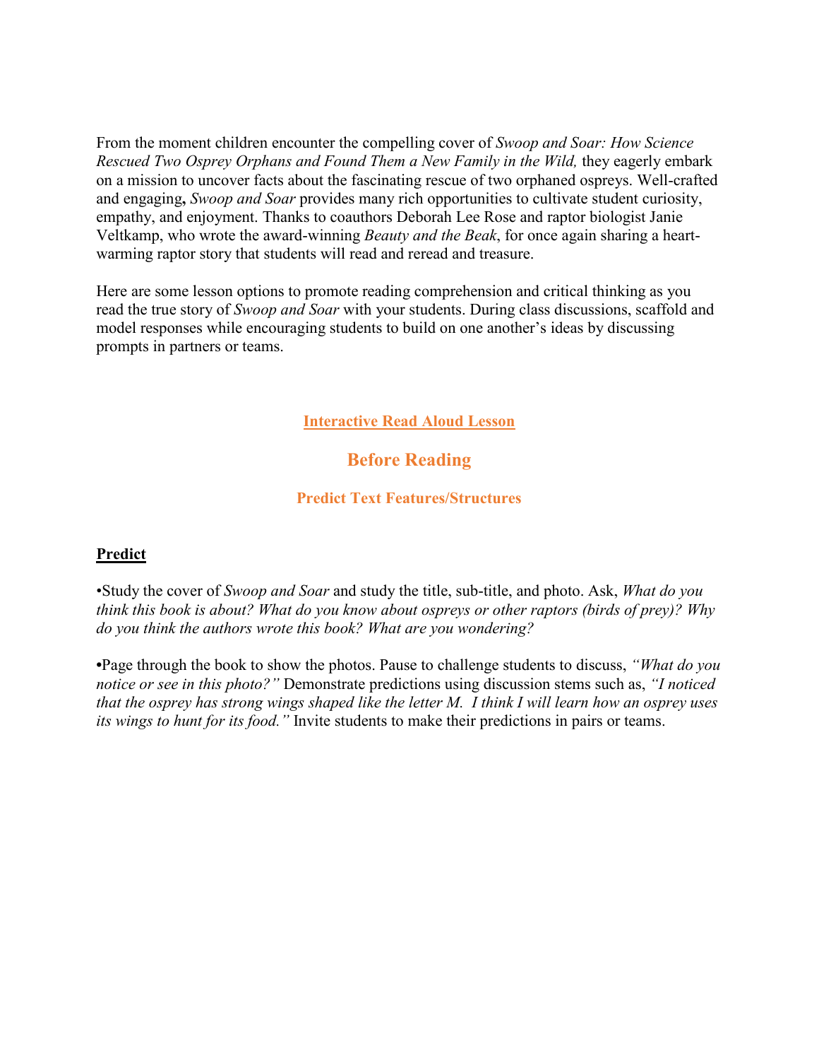From the moment children encounter the compelling cover of *Swoop and Soar: How Science Rescued Two Osprey Orphans and Found Them a New Family in the Wild,* they eagerly embark on a mission to uncover facts about the fascinating rescue of two orphaned ospreys. Well-crafted and engaging**,** *Swoop and Soar* provides many rich opportunities to cultivate student curiosity, empathy, and enjoyment. Thanks to coauthors Deborah Lee Rose and raptor biologist Janie Veltkamp, who wrote the award-winning *Beauty and the Beak*, for once again sharing a heart-warming raptor story that students will read and reread and treasure.

Here are some lesson options to promote reading comprehension and critical thinking as you read the true story of *Swoop and Soar* with your students. During class discussions, scaffold and model responses while encouraging students to build on one another's ideas by discussing prompts in partners or teams.

## Interactive Read Aloud Lesson

## Before Reading

### Predict Text Features/Structures

**Predict**

•Study the cover of *Swoop and Soar* and study the title, sub-title, and photo. Ask, *What do you think this book is about? What do you know about ospreys or other raptors (birds of prey)? Why do you think the authors wrote this book? What are you wondering?*

•Page through the book to show the photos. Pause to challenge students to discuss, *"What do you notice or see in this photo?"* Demonstrate predictions using discussion stems such as, *"I noticed that the osprey has strong wings shaped like the letter M. I think I will learn how an osprey uses its wings to hunt for its food."* Invite students to make their predictions in pairs or teams.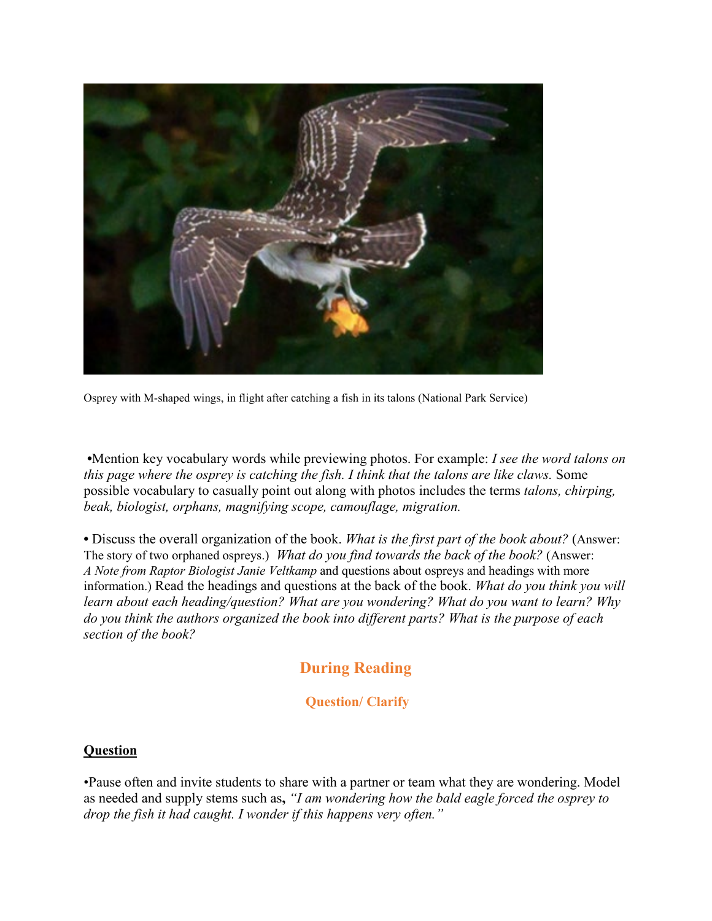Osprey with M-shaped wings, in flight after catching a fish in its talons (National Park Service)

•Mention key vocabulary words while previewing photos. For example: *I see the word talons on this page where the osprey is catching the fish. I think that the talons are like claws.* Some possible vocabulary to casually point out along with photos includes the terms *talons, chirping, beak, biologist, orphans, magnifying scope, camouflage, migration.*

• Discuss the overall organization of the book. *What is the first part of the book about?* (Answer: The story of two orphaned ospreys.) *What do you find towards the back of the book?* (Answer: *A Note from Raptor Biologist Janie Veltkamp* and questions about ospreys and headings with more information.) Read the headings and questions at the back of the book. *What do you think you will learn about each heading/question? What are you wondering? What do you want to learn? Why do you think the authors organized the book into different parts? What is the purpose of each section of the book?*

## During Reading

### Question/ Clarify

**Question**

•Pause often and invite students to share with a partner or team what they are wondering. Model as needed and supply stems such as, *"I am wondering how the bald eagle forced the osprey to drop the fish it had caught. I wonder if this happens very often."*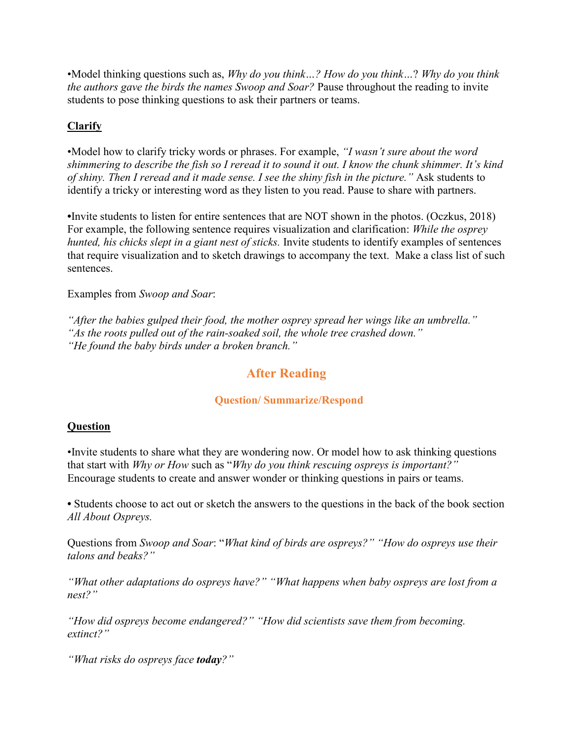•Model thinking questions such as, *Why do you think…? How do you think…*? *Why do you think the authors gave the birds the names Swoop and Soar?* Pause throughout the reading to invite students to pose thinking questions to ask their partners or teams.

**<u>Clarify</u>**

•Model how to clarify tricky words or phrases. For example, *"I wasn't sure about the word shimmering to describe the fish so I reread it to sound it out. I know the chunk shimmer. It's kind of shiny. Then I reread and it made sense. I see the shiny fish in the picture."* Ask students to identify a tricky or interesting word as they listen to you read. Pause to share with partners.

**•**Invite students to listen for entire sentences that are NOT shown in the photos. (Oczkus, 2018) For example, the following sentence requires visualization and clarification: *While the osprey hunted, his chicks slept in a giant nest of sticks.* Invite students to identify examples of sentences that require visualization and to sketch drawings to accompany the text. Make a class list of such sentences.

Examples from *Swoop and Soar*:

*"After the babies gulped their food, the mother osprey spread her wings like an umbrella."*
*"As the roots pulled out of the rain-soaked soil, the whole tree crashed down."*
*"He found the baby birds under a broken branch."*

## After Reading

### Question/ Summarize/Respond

**<u>Question</u>**

•Invite students to share what they are wondering now. Or model how to ask thinking questions that start with *Why or How* such as "*Why do you think rescuing ospreys is important?"* Encourage students to create and answer wonder or thinking questions in pairs or teams.

• Students choose to act out or sketch the answers to the questions in the back of the book section *All About Ospreys.*

Questions from *Swoop and Soar*: "*What kind of birds are ospreys?" "How do ospreys use their talons and beaks?"*

*"What other adaptations do ospreys have?" "What happens when baby ospreys are lost from a nest?"*

*"How did ospreys become endangered?" "How did scientists save them from becoming. extinct?"*

*"What risks do ospreys face **today**?"*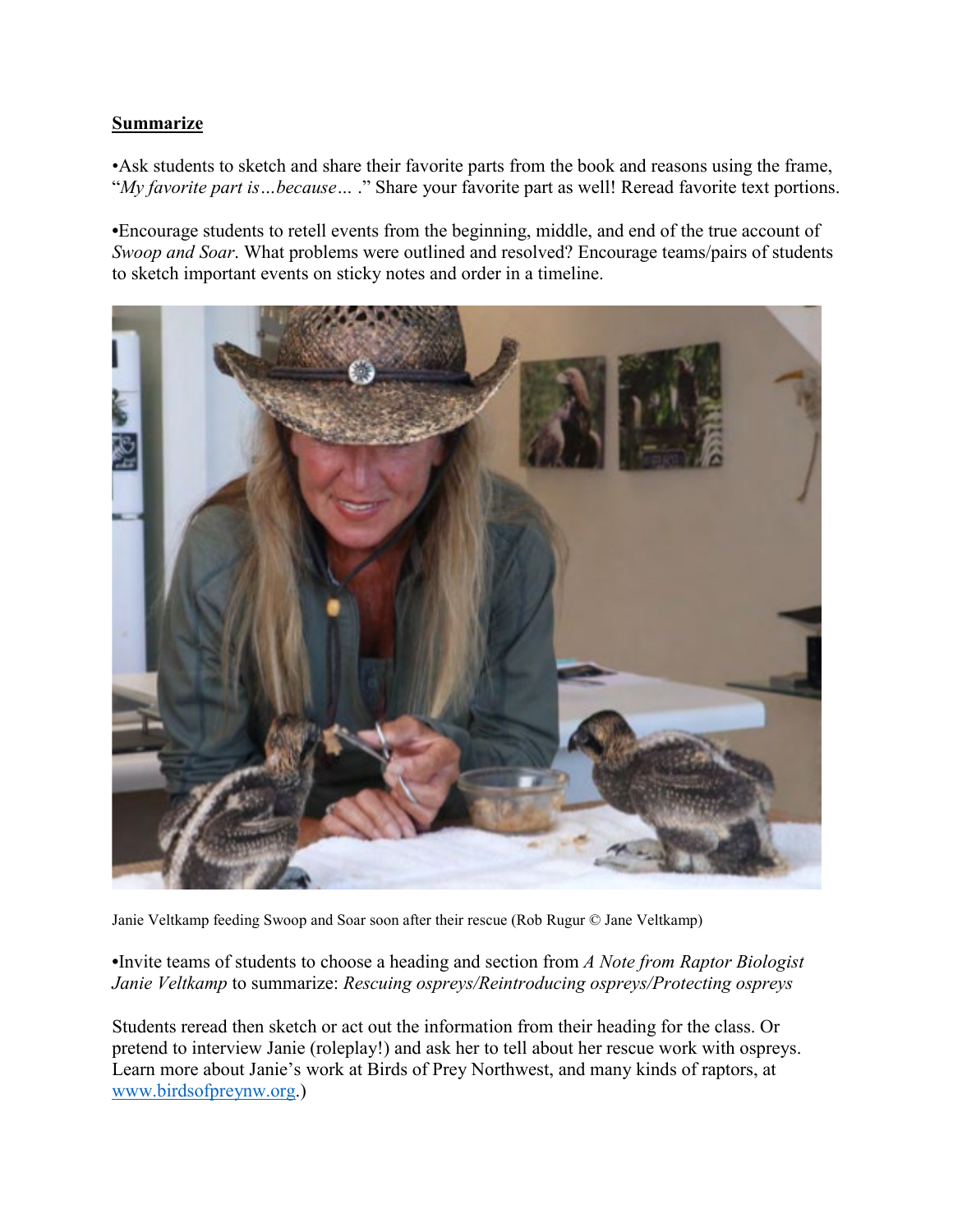**Summarize**

•Ask students to sketch and share their favorite parts from the book and reasons using the frame, "*My favorite part is…because…* ." Share your favorite part as well! Reread favorite text portions.

•Encourage students to retell events from the beginning, middle, and end of the true account of *Swoop and Soar*. What problems were outlined and resolved? Encourage teams/pairs of students to sketch important events on sticky notes and order in a timeline.

Janie Veltkamp feeding Swoop and Soar soon after their rescue (Rob Rugur © Jane Veltkamp)

•Invite teams of students to choose a heading and section from *A Note from Raptor Biologist Janie Veltkamp* to summarize: *Rescuing ospreys/Reintroducing ospreys/Protecting ospreys*

Students reread then sketch or act out the information from their heading for the class. Or pretend to interview Janie (roleplay!) and ask her to tell about her rescue work with ospreys. Learn more about Janie's work at Birds of Prey Northwest, and many kinds of raptors, at [www.birdsofpreynw.org](www.birdsofpreynw.org).)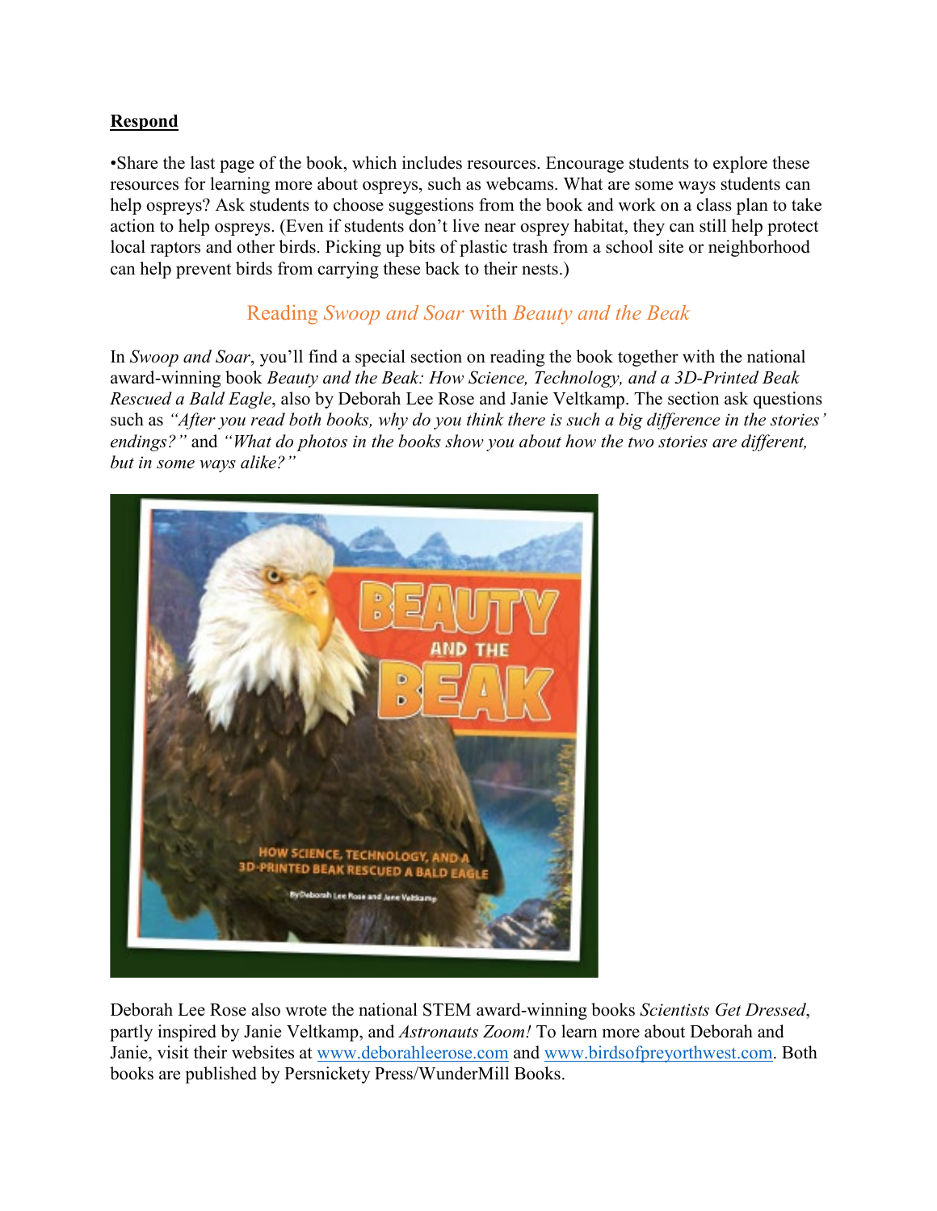**Respond**

•Share the last page of the book, which includes resources. Encourage students to explore these resources for learning more about ospreys, such as webcams. What are some ways students can help ospreys? Ask students to choose suggestions from the book and work on a class plan to take action to help ospreys. (Even if students don't live near osprey habitat, they can still help protect local raptors and other birds. Picking up bits of plastic trash from a school site or neighborhood can help prevent birds from carrying these back to their nests.)

## Reading *Swoop and Soar* with *Beauty and the Beak*

In *Swoop and Soar*, you'll find a special section on reading the book together with the national award-winning book *Beauty and the Beak: How Science, Technology, and a 3D-Printed Beak Rescued a Bald Eagle*, also by Deborah Lee Rose and Janie Veltkamp. The section ask questions such as *"After you read both books, why do you think there is such a big difference in the stories' endings?"* and *"What do photos in the books show you about how the two stories are different, but in some ways alike?"*

Deborah Lee Rose also wrote the national STEM award-winning books *Scientists Get Dressed*, partly inspired by Janie Veltkamp, and *Astronauts Zoom!* To learn more about Deborah and Janie, visit their websites at [www.deborahleerose.com](www.deborahleerose.com) and [www.birdsofpreyorthwest.com](www.birdsofpreyorthwest.com). Both books are published by Persnickety Press/WunderMill Books.